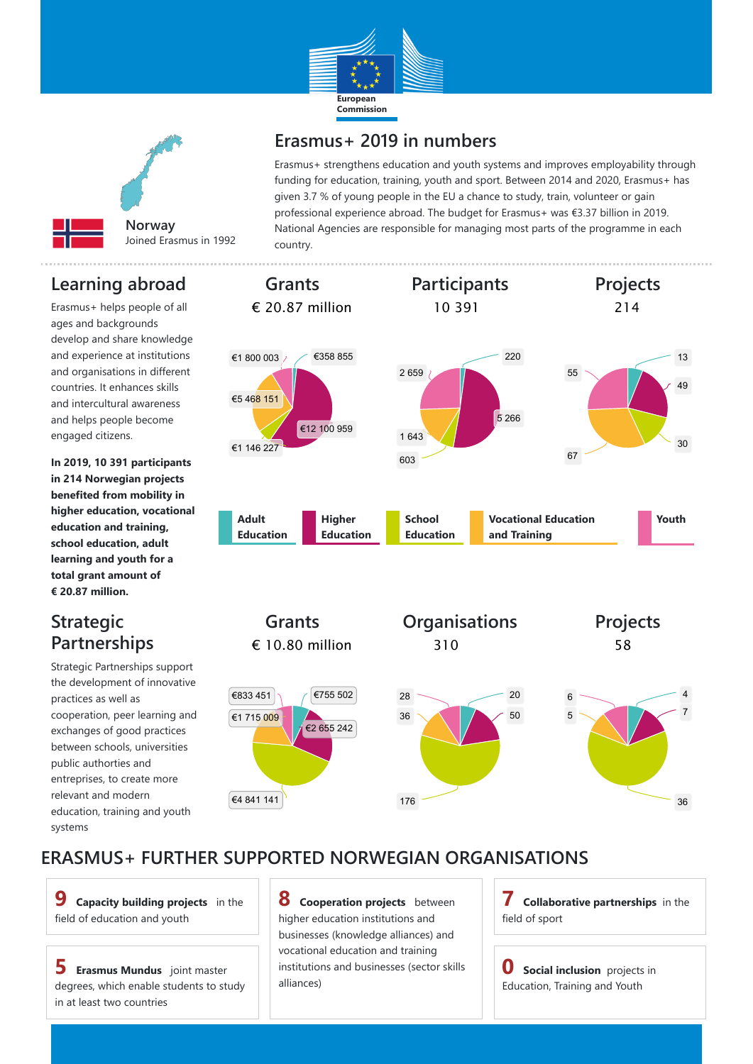European Commission

# Erasmus+ 2019 in numbers

**Norway**
Joined Erasmus in 1992

Erasmus+ strengthens education and youth systems and improves employability through funding for education, training, youth and sport. Between 2014 and 2020, Erasmus+ has given 3.7 % of young people in the EU a chance to study, train, volunteer or gain professional experience abroad. The budget for Erasmus+ was €3.37 billion in 2019. National Agencies are responsible for managing most parts of the programme in each country.

## Learning abroad

Erasmus+ helps people of all ages and backgrounds develop and share knowledge and experience at institutions and organisations in different countries. It enhances skills and intercultural awareness and helps people become engaged citizens.

**In 2019, 10 391 participants in 214 Norwegian projects benefited from mobility in higher education, vocational education and training, school education, adult learning and youth for a total grant amount of € 20.87 million.**

| | Grants | Participants | Projects |
|---|---|---|---|
| Total | € 20.87 million | 10 391 | 214 |
| Adult Education | €358 855 | 220 | 13 |
| Higher Education | €12 100 959 | 5 266 | 49 |
| School Education | €1 146 227 | 603 | 30 |
| Vocational Education and Training | €5 468 151 | 1 643 | 67 |
| Youth | €1 800 003 | 2 659 | 55 |

## Strategic Partnerships

Strategic Partnerships support the development of innovative practices as well as cooperation, peer learning and exchanges of good practices between schools, universities public authorities and entreprises, to create more relevant and modern education, training and youth systems

| | Grants | Organisations | Projects |
|---|---|---|---|
| Total | € 10.80 million | 310 | 58 |
| Adult Education | €755 502 | 20 | 4 |
| Higher Education | €2 655 242 | 50 | 7 |
| School Education | €4 841 141 | 176 | 36 |
| Vocational Education and Training | €1 715 009 | 36 | 5 |
| Youth | €833 451 | 28 | 6 |

## ERASMUS+ FURTHER SUPPORTED NORWEGIAN ORGANISATIONS

**9 Capacity building projects** in the field of education and youth

**5 Erasmus Mundus** joint master degrees, which enable students to study in at least two countries

**8 Cooperation projects** between higher education institutions and businesses (knowledge alliances) and vocational education and training institutions and businesses (sector skills alliances)

**7 Collaborative partnerships** in the field of sport

**0 Social inclusion** projects in Education, Training and Youth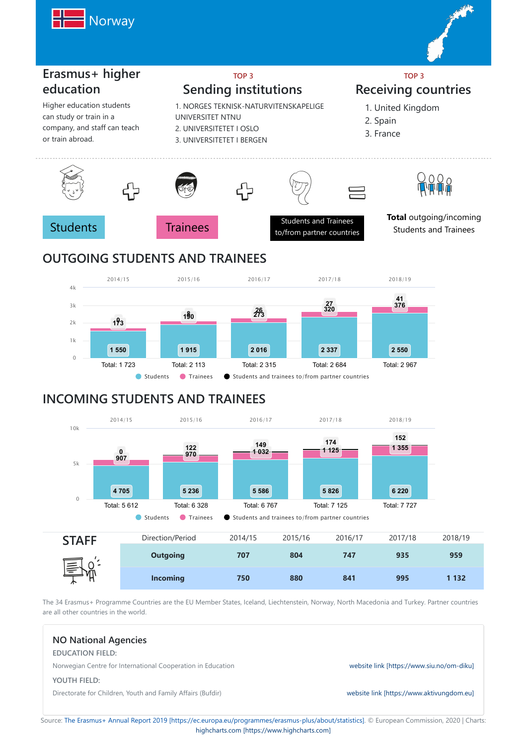# Norway

## Erasmus+ higher education

Higher education students can study or train in a company, and staff can teach or train abroad.

TOP 3

## Sending institutions

1. NORGES TEKNISK-NATURVITENSKAPELIGE UNIVERSITET NTNU
2. UNIVERSITETET I OSLO
3. UNIVERSITETET I BERGEN

TOP 3

## Receiving countries

1. United Kingdom
2. Spain
3. France

Students + Trainees + Students and Trainees to/from partner countries = **Total** outgoing/incoming Students and Trainees

## OUTGOING STUDENTS AND TRAINEES

4k
3k
2k
1k
0

2014/15
0
173
1 550
Total: 1 723

2015/16
8
190
1 915
Total: 2 113

2016/17
26
273
2 016
Total: 2 315

2017/18
27
320
2 337
Total: 2 684

2018/19
41
376
2 550
Total: 2 967

Students · Trainees · Students and trainees to/from partner countries

## INCOMING STUDENTS AND TRAINEES

10k
5k
0

2014/15
0
907
4 705
Total: 5 612

2015/16
122
970
5 236
Total: 6 328

2016/17
149
1 032
5 586
Total: 6 767

2017/18
174
1 125
5 826
Total: 7 125

2018/19
152
1 355
6 220
Total: 7 727

Students · Trainees · Students and trainees to/from partner countries

## STAFF

| Direction/Period | 2014/15 | 2015/16 | 2016/17 | 2017/18 | 2018/19 |
|---|---|---|---|---|---|
| **Outgoing** | 707 | 804 | 747 | 935 | 959 |
| **Incoming** | 750 | 880 | 841 | 995 | 1 132 |

The 34 Erasmus+ Programme Countries are the EU Member States, Iceland, Liechtenstein, Norway, North Macedonia and Turkey. Partner countries are all other countries in the world.

### NO National Agencies

EDUCATION FIELD:

Norwegian Centre for International Cooperation in Education — website link [https://www.siu.no/om-diku]

YOUTH FIELD:

Directorate for Children, Youth and Family Affairs (Bufdir) — website link [https://www.aktivungdom.eu]

Source: The Erasmus+ Annual Report 2019 [https://ec.europa.eu/programmes/erasmus-plus/about/statistics]. © European Commission, 2020 | Charts: highcharts.com [https://www.highcharts.com]